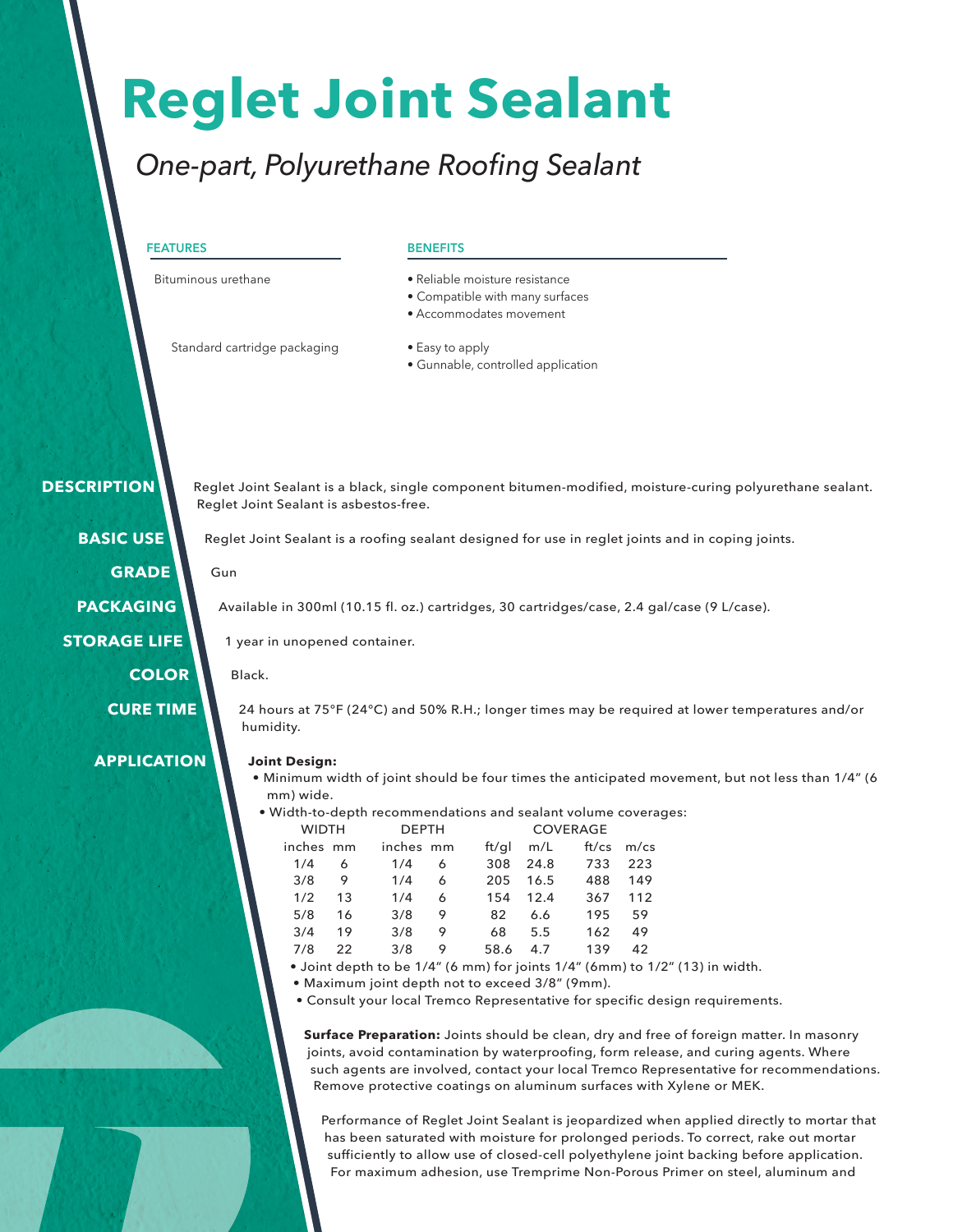# Reglet Joint Sealant

*One-part, Polyurethane Roofing Sealant*

| FEATURES | BENEFITS |
| --- | --- |
| Bituminous urethane | • Reliable moisture resistance<br>• Compatible with many surfaces<br>• Accommodates movement |
| Standard cartridge packaging | • Easy to apply<br>• Gunnable, controlled application |

**DESCRIPTION**

Reglet Joint Sealant is a black, single component bitumen-modified, moisture-curing polyurethane sealant. Reglet Joint Sealant is asbestos-free.

**BASIC USE**

Reglet Joint Sealant is a roofing sealant designed for use in reglet joints and in coping joints.

**GRADE**

Gun

**PACKAGING**

Available in 300ml (10.15 fl. oz.) cartridges, 30 cartridges/case, 2.4 gal/case (9 L/case).

**STORAGE LIFE**

1 year in unopened container.

**COLOR**

Black.

**CURE TIME**

24 hours at 75°F (24°C) and 50% R.H.; longer times may be required at lower temperatures and/or humidity.

**APPLICATION**

**Joint Design:**

- Minimum width of joint should be four times the anticipated movement, but not less than 1/4" (6 mm) wide.
- Width-to-depth recommendations and sealant volume coverages:

| WIDTH | | DEPTH | | COVERAGE | | | |
| --- | --- | --- | --- | --- | --- | --- | --- |
| inches | mm | inches | mm | ft/gl | m/L | ft/cs | m/cs |
| 1/4 | 6 | 1/4 | 6 | 308 | 24.8 | 733 | 223 |
| 3/8 | 9 | 1/4 | 6 | 205 | 16.5 | 488 | 149 |
| 1/2 | 13 | 1/4 | 6 | 154 | 12.4 | 367 | 112 |
| 5/8 | 16 | 3/8 | 9 | 82 | 6.6 | 195 | 59 |
| 3/4 | 19 | 3/8 | 9 | 68 | 5.5 | 162 | 49 |
| 7/8 | 22 | 3/8 | 9 | 58.6 | 4.7 | 139 | 42 |

- Joint depth to be 1/4" (6 mm) for joints 1/4" (6mm) to 1/2" (13) in width.
- Maximum joint depth not to exceed 3/8" (9mm).
- Consult your local Tremco Representative for specific design requirements.

**Surface Preparation:** Joints should be clean, dry and free of foreign matter. In masonry joints, avoid contamination by waterproofing, form release, and curing agents. Where such agents are involved, contact your local Tremco Representative for recommendations. Remove protective coatings on aluminum surfaces with Xylene or MEK.

Performance of Reglet Joint Sealant is jeopardized when applied directly to mortar that has been saturated with moisture for prolonged periods. To correct, rake out mortar sufficiently to allow use of closed-cell polyethylene joint backing before application. For maximum adhesion, use Tremprime Non-Porous Primer on steel, aluminum and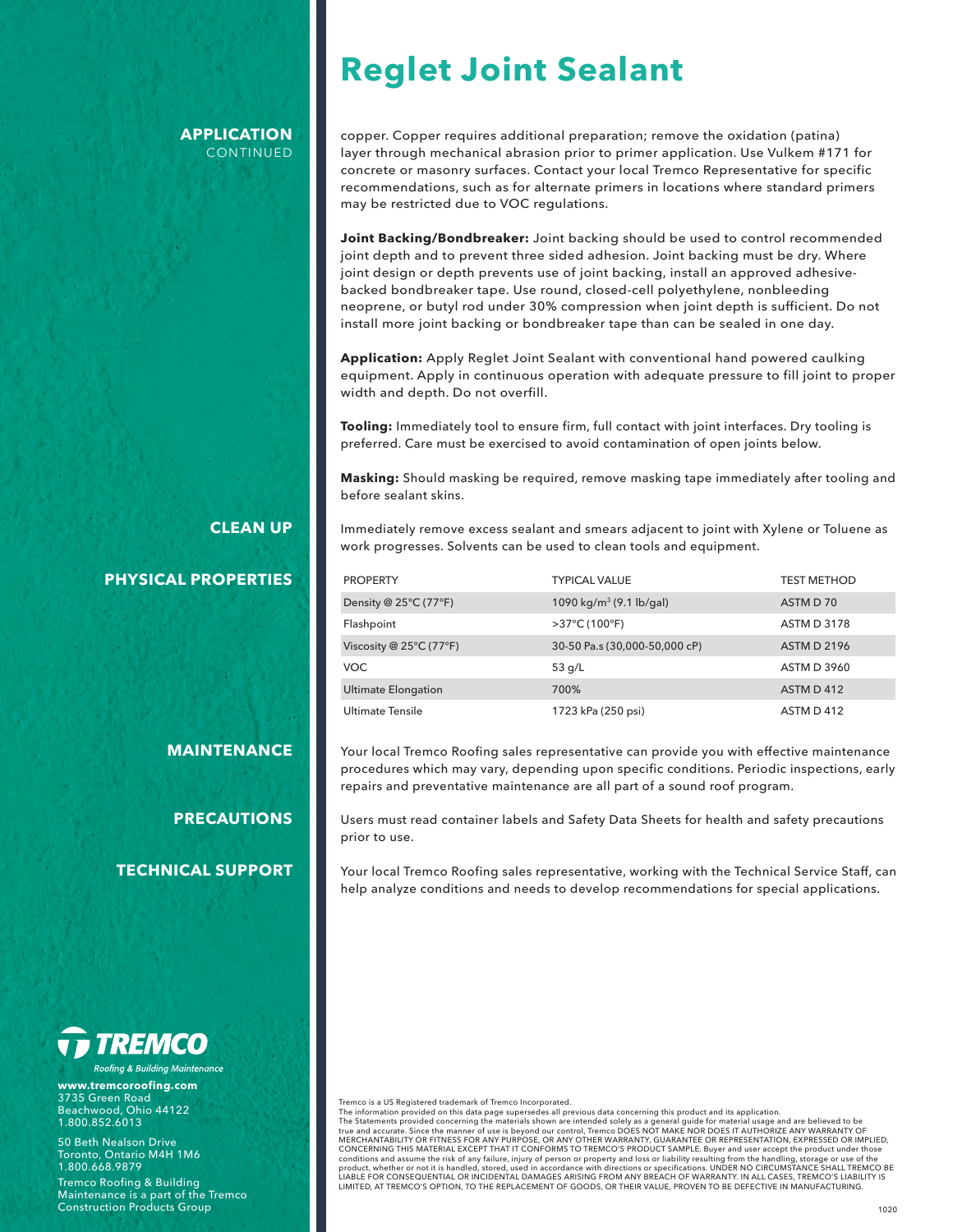# Reglet Joint Sealant

## APPLICATION CONTINUED

copper. Copper requires additional preparation; remove the oxidation (patina) layer through mechanical abrasion prior to primer application. Use Vulkem #171 for concrete or masonry surfaces. Contact your local Tremco Representative for specific recommendations, such as for alternate primers in locations where standard primers may be restricted due to VOC regulations.

**Joint Backing/Bondbreaker:** Joint backing should be used to control recommended joint depth and to prevent three sided adhesion. Joint backing must be dry. Where joint design or depth prevents use of joint backing, install an approved adhesive-backed bondbreaker tape. Use round, closed-cell polyethylene, nonbleeding neoprene, or butyl rod under 30% compression when joint depth is sufficient. Do not install more joint backing or bondbreaker tape than can be sealed in one day.

**Application:** Apply Reglet Joint Sealant with conventional hand powered caulking equipment. Apply in continuous operation with adequate pressure to fill joint to proper width and depth. Do not overfill.

**Tooling:** Immediately tool to ensure firm, full contact with joint interfaces. Dry tooling is preferred. Care must be exercised to avoid contamination of open joints below.

**Masking:** Should masking be required, remove masking tape immediately after tooling and before sealant skins.

## CLEAN UP

Immediately remove excess sealant and smears adjacent to joint with Xylene or Toluene as work progresses. Solvents can be used to clean tools and equipment.

## PHYSICAL PROPERTIES

| PROPERTY | TYPICAL VALUE | TEST METHOD |
|---|---|---|
| Density @ 25°C (77°F) | 1090 kg/m$^3$ (9.1 lb/gal) | ASTM D 70 |
| Flashpoint | >37°C (100°F) | ASTM D 3178 |
| Viscosity @ 25°C (77°F) | 30-50 Pa.s (30,000-50,000 cP) | ASTM D 2196 |
| VOC | 53 g/L | ASTM D 3960 |
| Ultimate Elongation | 700% | ASTM D 412 |
| Ultimate Tensile | 1723 kPa (250 psi) | ASTM D 412 |

## MAINTENANCE

Your local Tremco Roofing sales representative can provide you with effective maintenance procedures which may vary, depending upon specific conditions. Periodic inspections, early repairs and preventative maintenance are all part of a sound roof program.

## PRECAUTIONS

Users must read container labels and Safety Data Sheets for health and safety precautions prior to use.

## TECHNICAL SUPPORT

Your local Tremco Roofing sales representative, working with the Technical Service Staff, can help analyze conditions and needs to develop recommendations for special applications.

TREMCO
*Roofing & Building Maintenance*

**www.tremcoroofing.com**
3735 Green Road
Beachwood, Ohio 44122
1.800.852.6013

50 Beth Nealson Drive
Toronto, Ontario M4H 1M6
1.800.668.9879

Tremco Roofing & Building Maintenance is a part of the Tremco Construction Products Group

Tremco is a US Registered trademark of Tremco Incorporated.
The information provided on this data page supersedes all previous data concerning this product and its application.
The Statements provided concerning the materials shown are intended solely as a general guide for material usage and are believed to be true and accurate. Since the manner of use is beyond our control, Tremco DOES NOT MAKE NOR DOES IT AUTHORIZE ANY WARRANTY OF MERCHANTABILITY OR FITNESS FOR ANY PURPOSE, OR ANY OTHER WARRANTY, GUARANTEE OR REPRESENTATION, EXPRESSED OR IMPLIED, CONCERNING THIS MATERIAL EXCEPT THAT IT CONFORMS TO TREMCO'S PRODUCT SAMPLE. Buyer and user accept the product under those conditions and assume the risk of any failure, injury of person or property and loss or liability resulting from the handling, storage or use of the product, whether or not it is handled, stored, used in accordance with directions or specifications. UNDER NO CIRCUMSTANCE SHALL TREMCO BE LIABLE FOR CONSEQUENTIAL OR INCIDENTAL DAMAGES ARISING FROM ANY BREACH OF WARRANTY. IN ALL CASES, TREMCO'S LIABILITY IS LIMITED, AT TREMCO'S OPTION, TO THE REPLACEMENT OF GOODS, OR THEIR VALUE, PROVEN TO BE DEFECTIVE IN MANUFACTURING.

1020